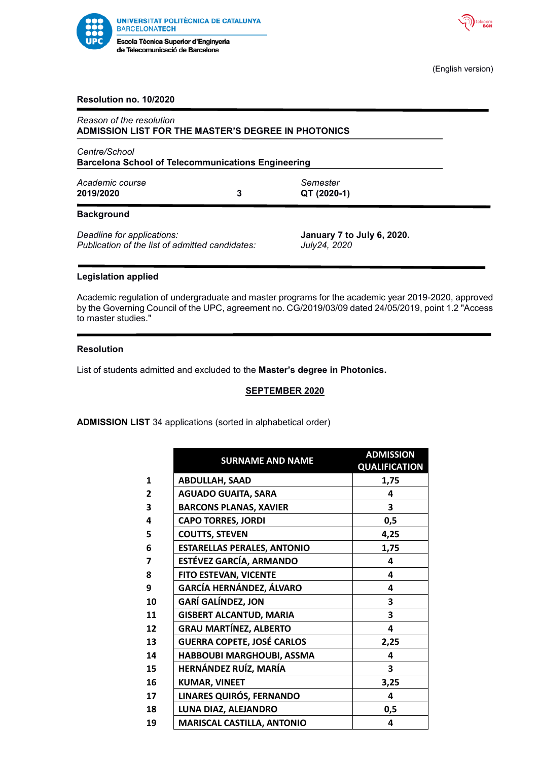UNIVERSITAT POLITÈCNICA DE CATALUNYA
BARCELONATECH
Escola Tècnica Superior d'Enginyeria de Telecomunicació de Barcelona

(English version)

**Resolution no. 10/2020**

*Reason of the resolution*
**ADMISSION LIST FOR THE MASTER'S DEGREE IN PHOTONICS**

*Centre/School*
**Barcelona School of Telecommunications Engineering**

| *Academic course* | | *Semester* |
|---|---|---|
| **2019/2020** | **3** | **QT (2020-1)** |

**Background**

| | |
|---|---|
| *Deadline for applications:* | **January 7 to July 6, 2020.** |
| *Publication of the list of admitted candidates:* | *July24, 2020* |

**Legislation applied**

Academic regulation of undergraduate and master programs for the academic year 2019-2020, approved by the Governing Council of the UPC, agreement no. CG/2019/03/09 dated 24/05/2019, point 1.2 "Access to master studies."

**Resolution**

List of students admitted and excluded to the **Master's degree in Photonics.**

**SEPTEMBER 2020**

**ADMISSION LIST** 34 applications (sorted in alphabetical order)

| | SURNAME AND NAME | ADMISSION QUALIFICATION |
|---|---|---|
| 1 | ABDULLAH, SAAD | 1,75 |
| 2 | AGUADO GUAITA, SARA | 4 |
| 3 | BARCONS PLANAS, XAVIER | 3 |
| 4 | CAPO TORRES, JORDI | 0,5 |
| 5 | COUTTS, STEVEN | 4,25 |
| 6 | ESTARELLAS PERALES, ANTONIO | 1,75 |
| 7 | ESTÉVEZ GARCÍA, ARMANDO | 4 |
| 8 | FITO ESTEVAN, VICENTE | 4 |
| 9 | GARCÍA HERNÁNDEZ, ÁLVARO | 4 |
| 10 | GARÍ GALÍNDEZ, JON | 3 |
| 11 | GISBERT ALCANTUD, MARIA | 3 |
| 12 | GRAU MARTÍNEZ, ALBERTO | 4 |
| 13 | GUERRA COPETE, JOSÉ CARLOS | 2,25 |
| 14 | HABBOUBI MARGHOUBI, ASSMA | 4 |
| 15 | HERNÁNDEZ RUÍZ, MARÍA | 3 |
| 16 | KUMAR, VINEET | 3,25 |
| 17 | LINARES QUIRÓS, FERNANDO | 4 |
| 18 | LUNA DIAZ, ALEJANDRO | 0,5 |
| 19 | MARISCAL CASTILLA, ANTONIO | 4 |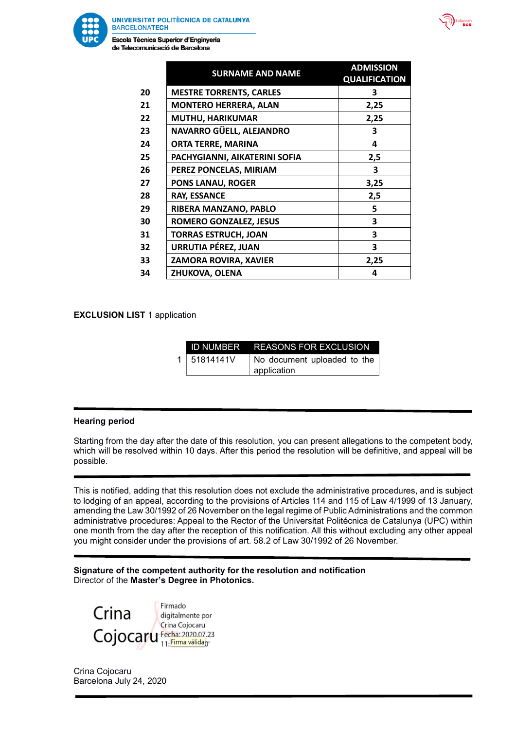| | SURNAME AND NAME | ADMISSION QUALIFICATION |
|---|---|---|
| 20 | MESTRE TORRENTS, CARLES | 3 |
| 21 | MONTERO HERRERA, ALAN | 2,25 |
| 22 | MUTHU, HARIKUMAR | 2,25 |
| 23 | NAVARRO GÜELL, ALEJANDRO | 3 |
| 24 | ORTA TERRE, MARINA | 4 |
| 25 | PACHYGIANNI, AIKATERINI SOFIA | 2,5 |
| 26 | PEREZ PONCELAS, MIRIAM | 3 |
| 27 | PONS LANAU, ROGER | 3,25 |
| 28 | RAY, ESSANCE | 2,5 |
| 29 | RIBERA MANZANO, PABLO | 5 |
| 30 | ROMERO GONZALEZ, JESUS | 3 |
| 31 | TORRAS ESTRUCH, JOAN | 3 |
| 32 | URRUTIA PÉREZ, JUAN | 3 |
| 33 | ZAMORA ROVIRA, XAVIER | 2,25 |
| 34 | ZHUKOVA, OLENA | 4 |

**EXCLUSION LIST** 1 application

| | ID NUMBER | REASONS FOR EXCLUSION |
|---|---|---|
| 1 | 51814141V | No document uploaded to the application |

---

**Hearing period**

Starting from the day after the date of this resolution, you can present allegations to the competent body, which will be resolved within 10 days. After this period the resolution will be definitive, and appeal will be possible.

---

This is notified, adding that this resolution does not exclude the administrative procedures, and is subject to lodging of an appeal, according to the provisions of Articles 114 and 115 of Law 4/1999 of 13 January, amending the Law 30/1992 of 26 November on the legal regime of Public Administrations and the common administrative procedures: Appeal to the Rector of the Universitat Politécnica de Catalunya (UPC) within one month from the day after the reception of this notification. All this without excluding any other appeal you might consider under the provisions of art. 58.2 of Law 30/1992 of 26 November.

---

**Signature of the competent authority for the resolution and notification**
Director of the **Master's Degree in Photonics.**

Crina Cojocaru — Firmado digitalmente por Crina Cojocaru Fecha: 2020.07.23 11: Firma válida

Crina Cojocaru
Barcelona July 24, 2020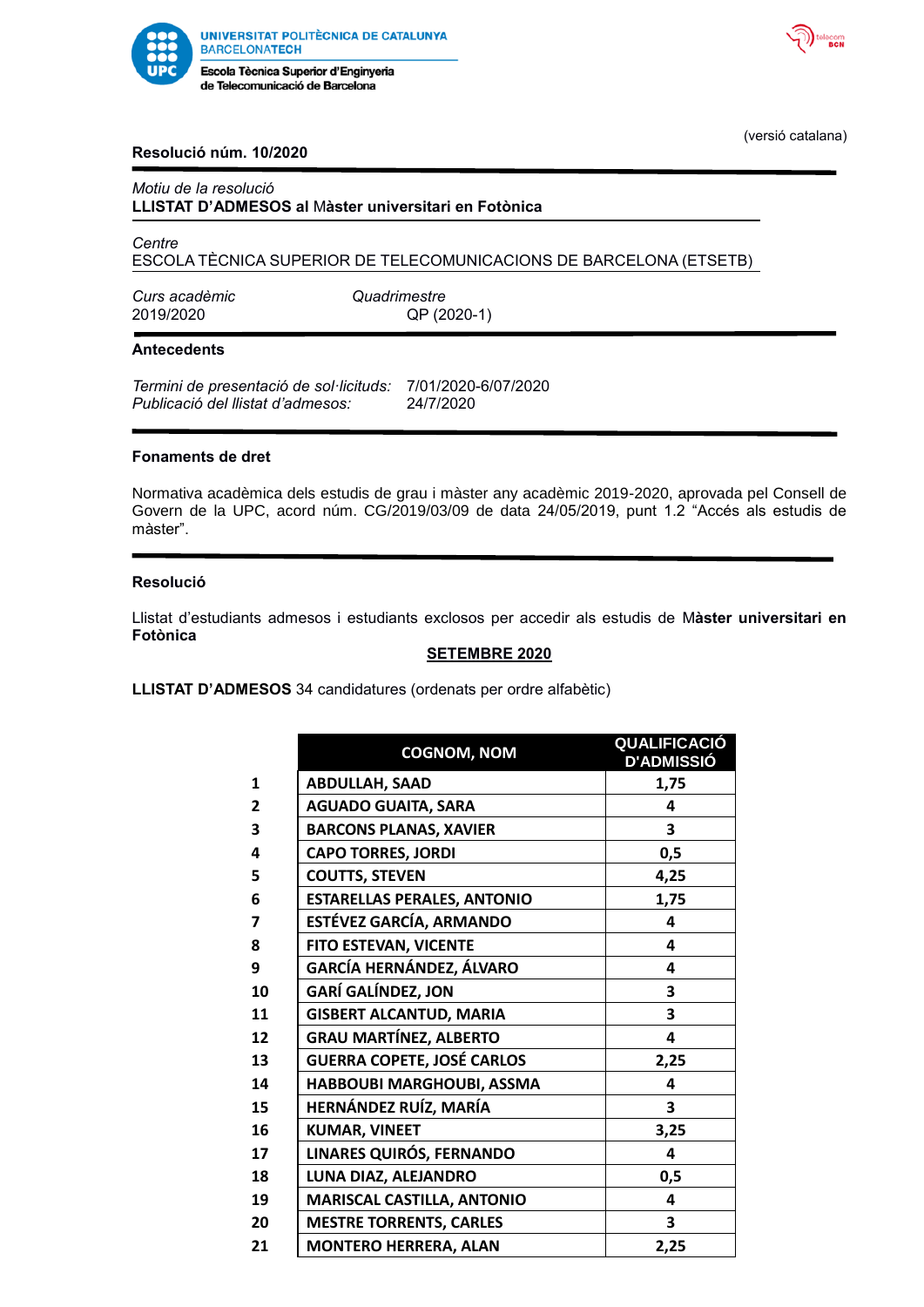UNIVERSITAT POLITÈCNICA DE CATALUNYA
BARCELONATECH
Escola Tècnica Superior d'Enginyeria de Telecomunicació de Barcelona

(versió catalana)

**Resolució núm. 10/2020**

*Motiu de la resolució*
**LLISTAT D'ADMESOS al Màster universitari en Fotònica**

*Centre*
ESCOLA TÈCNICA SUPERIOR DE TELECOMUNICACIONS DE BARCELONA (ETSETB)

*Curs acadèmic* 2019/2020 — *Quadrimestre* QP (2020-1)

**Antecedents**

*Termini de presentació de sol·licituds:* 7/01/2020-6/07/2020
*Publicació del llistat d'admesos:* 24/7/2020

**Fonaments de dret**

Normativa acadèmica dels estudis de grau i màster any acadèmic 2019-2020, aprovada pel Consell de Govern de la UPC, acord núm. CG/2019/03/09 de data 24/05/2019, punt 1.2 "Accés als estudis de màster".

**Resolució**

Llistat d'estudiants admesos i estudiants exclosos per accedir als estudis de M**àster universitari en Fotònica**

**SETEMBRE 2020**

**LLISTAT D'ADMESOS** 34 candidatures (ordenats per ordre alfabètic)

| | COGNOM, NOM | QUALIFICACIÓ D'ADMISSIÓ |
|---|---|---|
| 1 | ABDULLAH, SAAD | 1,75 |
| 2 | AGUADO GUAITA, SARA | 4 |
| 3 | BARCONS PLANAS, XAVIER | 3 |
| 4 | CAPO TORRES, JORDI | 0,5 |
| 5 | COUTTS, STEVEN | 4,25 |
| 6 | ESTARELLAS PERALES, ANTONIO | 1,75 |
| 7 | ESTÉVEZ GARCÍA, ARMANDO | 4 |
| 8 | FITO ESTEVAN, VICENTE | 4 |
| 9 | GARCÍA HERNÁNDEZ, ÁLVARO | 4 |
| 10 | GARÍ GALÍNDEZ, JON | 3 |
| 11 | GISBERT ALCANTUD, MARIA | 3 |
| 12 | GRAU MARTÍNEZ, ALBERTO | 4 |
| 13 | GUERRA COPETE, JOSÉ CARLOS | 2,25 |
| 14 | HABBOUBI MARGHOUBI, ASSMA | 4 |
| 15 | HERNÁNDEZ RUÍZ, MARÍA | 3 |
| 16 | KUMAR, VINEET | 3,25 |
| 17 | LINARES QUIRÓS, FERNANDO | 4 |
| 18 | LUNA DIAZ, ALEJANDRO | 0,5 |
| 19 | MARISCAL CASTILLA, ANTONIO | 4 |
| 20 | MESTRE TORRENTS, CARLES | 3 |
| 21 | MONTERO HERRERA, ALAN | 2,25 |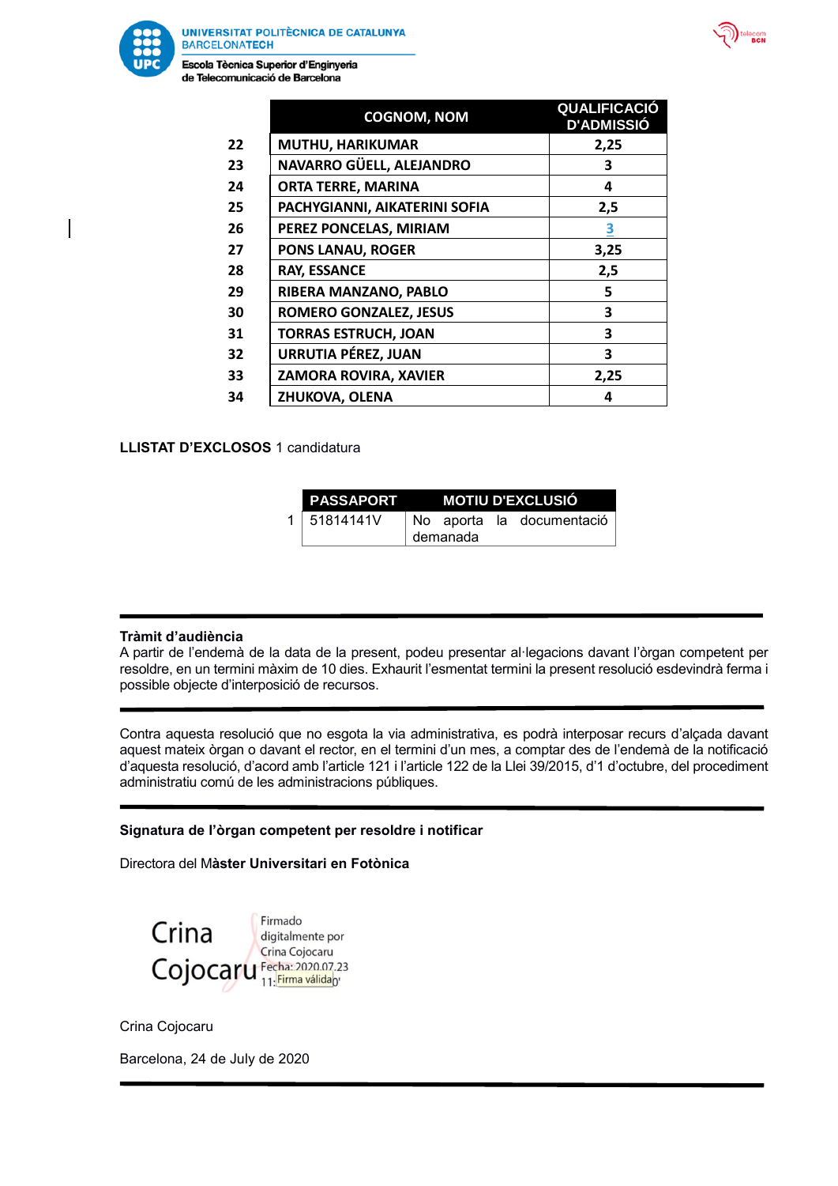| | COGNOM, NOM | QUALIFICACIÓ D'ADMISSIÓ |
|---|---|---|
| 22 | MUTHU, HARIKUMAR | 2,25 |
| 23 | NAVARRO GÜELL, ALEJANDRO | 3 |
| 24 | ORTA TERRE, MARINA | 4 |
| 25 | PACHYGIANNI, AIKATERINI SOFIA | 2,5 |
| 26 | PEREZ PONCELAS, MIRIAM | 3 |
| 27 | PONS LANAU, ROGER | 3,25 |
| 28 | RAY, ESSANCE | 2,5 |
| 29 | RIBERA MANZANO, PABLO | 5 |
| 30 | ROMERO GONZALEZ, JESUS | 3 |
| 31 | TORRAS ESTRUCH, JOAN | 3 |
| 32 | URRUTIA PÉREZ, JUAN | 3 |
| 33 | ZAMORA ROVIRA, XAVIER | 2,25 |
| 34 | ZHUKOVA, OLENA | 4 |

**LLISTAT D'EXCLOSOS** 1 candidatura

| | PASSAPORT | MOTIU D'EXCLUSIÓ |
|---|---|---|
| 1 | 51814141V | No aporta la documentació demanada |

---

**Tràmit d'audiència**

A partir de l'endemà de la data de la present, podeu presentar al·legacions davant l'òrgan competent per resoldre, en un termini màxim de 10 dies. Exhaurit l'esmentat termini la present resolució esdevindrà ferma i possible objecte d'interposició de recursos.

---

Contra aquesta resolució que no esgota la via administrativa, es podrà interposar recurs d'alçada davant aquest mateix òrgan o davant el rector, en el termini d'un mes, a comptar des de l'endemà de la notificació d'aquesta resolució, d'acord amb l'article 121 i l'article 122 de la Llei 39/2015, d'1 d'octubre, del procediment administratiu comú de les administracions públiques.

---

**Signatura de l'òrgan competent per resoldre i notificar**

Directora del **Màster Universitari en Fotònica**

Crina Cojocaru

Firmado digitalmente por Crina Cojocaru
Fecha: 2020.07.23 11:
Firma válida

Crina Cojocaru

Barcelona, 24 de July de 2020